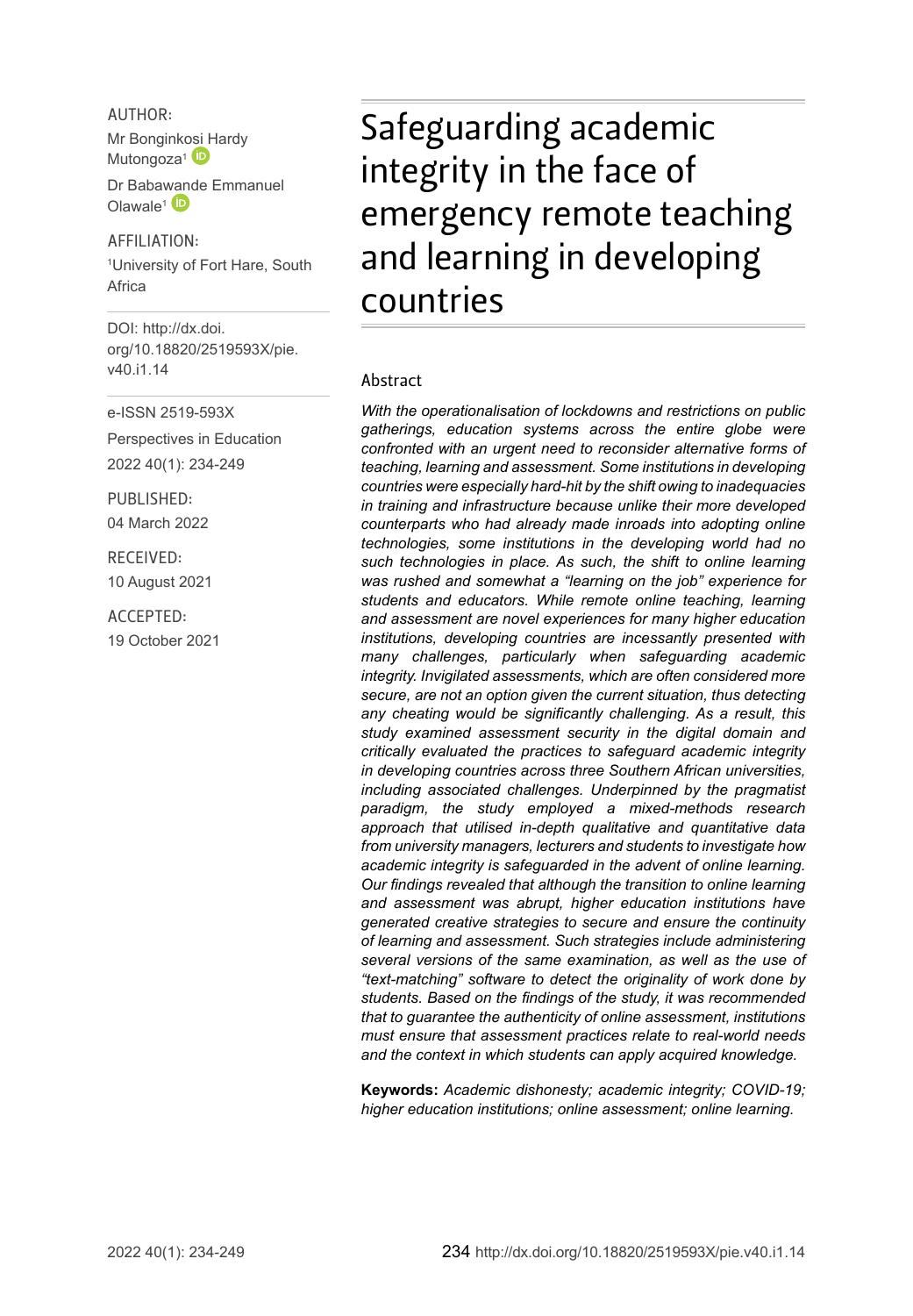AUTHOR:

Mr Bonginkosi Hardy Mutongoza[1]

Dr Babawande Emmanuel Olawale[1]

AFFILIATION:

[1]University of Fort Hare, South Africa

DOI: http://dx.doi.org/10.18820/2519593X/pie.v40.i1.14

e-ISSN 2519-593X

Perspectives in Education

2022 40(1): 234-249

PUBLISHED:

04 March 2022

RECEIVED:

10 August 2021

ACCEPTED:

19 October 2021

# Safeguarding academic integrity in the face of emergency remote teaching and learning in developing countries

## Abstract

*With the operationalisation of lockdowns and restrictions on public gatherings, education systems across the entire globe were confronted with an urgent need to reconsider alternative forms of teaching, learning and assessment. Some institutions in developing countries were especially hard-hit by the shift owing to inadequacies in training and infrastructure because unlike their more developed counterparts who had already made inroads into adopting online technologies, some institutions in the developing world had no such technologies in place. As such, the shift to online learning was rushed and somewhat a "learning on the job" experience for students and educators. While remote online teaching, learning and assessment are novel experiences for many higher education institutions, developing countries are incessantly presented with many challenges, particularly when safeguarding academic integrity. Invigilated assessments, which are often considered more secure, are not an option given the current situation, thus detecting any cheating would be significantly challenging. As a result, this study examined assessment security in the digital domain and critically evaluated the practices to safeguard academic integrity in developing countries across three Southern African universities, including associated challenges. Underpinned by the pragmatist paradigm, the study employed a mixed-methods research approach that utilised in-depth qualitative and quantitative data from university managers, lecturers and students to investigate how academic integrity is safeguarded in the advent of online learning. Our findings revealed that although the transition to online learning and assessment was abrupt, higher education institutions have generated creative strategies to secure and ensure the continuity of learning and assessment. Such strategies include administering several versions of the same examination, as well as the use of "text-matching" software to detect the originality of work done by students. Based on the findings of the study, it was recommended that to guarantee the authenticity of online assessment, institutions must ensure that assessment practices relate to real-world needs and the context in which students can apply acquired knowledge.*

**Keywords:** *Academic dishonesty; academic integrity; COVID-19; higher education institutions; online assessment; online learning.*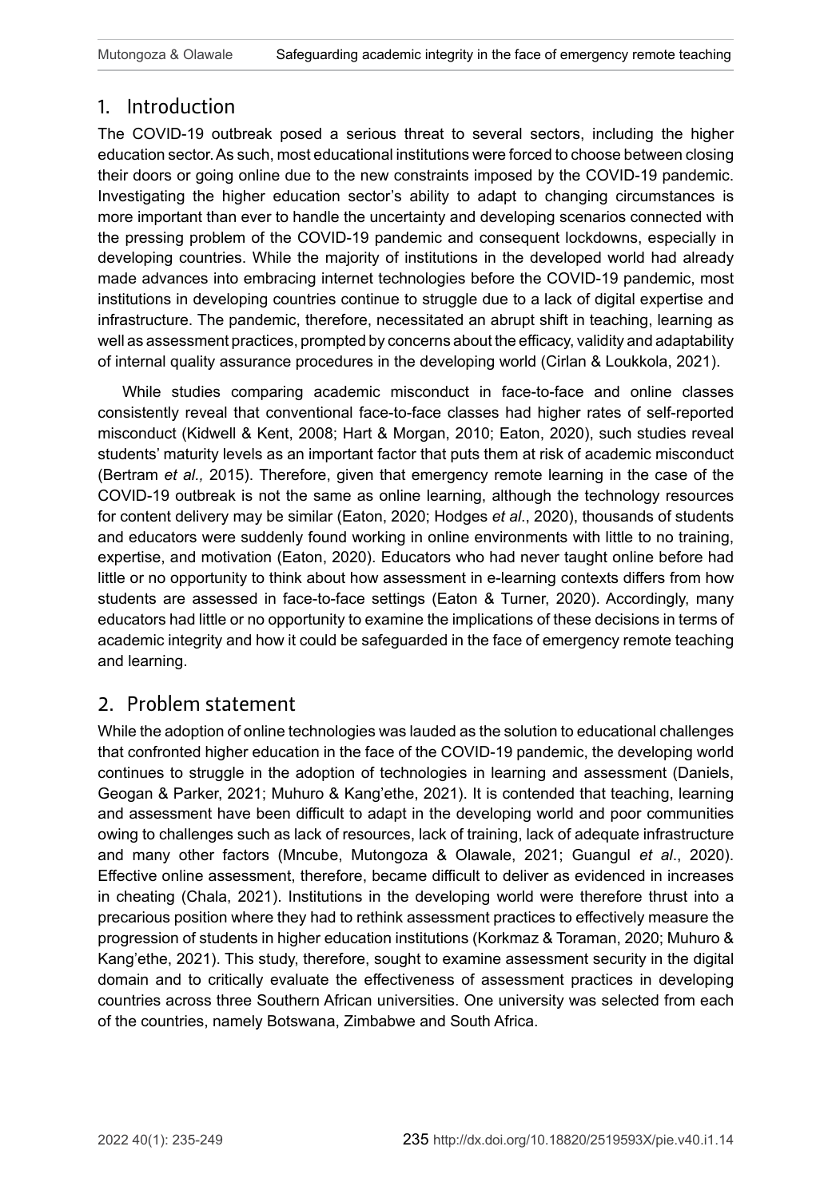## 1. Introduction

The COVID-19 outbreak posed a serious threat to several sectors, including the higher education sector. As such, most educational institutions were forced to choose between closing their doors or going online due to the new constraints imposed by the COVID-19 pandemic. Investigating the higher education sector's ability to adapt to changing circumstances is more important than ever to handle the uncertainty and developing scenarios connected with the pressing problem of the COVID-19 pandemic and consequent lockdowns, especially in developing countries. While the majority of institutions in the developed world had already made advances into embracing internet technologies before the COVID-19 pandemic, most institutions in developing countries continue to struggle due to a lack of digital expertise and infrastructure. The pandemic, therefore, necessitated an abrupt shift in teaching, learning as well as assessment practices, prompted by concerns about the efficacy, validity and adaptability of internal quality assurance procedures in the developing world (Cirlan & Loukkola, 2021).

While studies comparing academic misconduct in face-to-face and online classes consistently reveal that conventional face-to-face classes had higher rates of self-reported misconduct (Kidwell & Kent, 2008; Hart & Morgan, 2010; Eaton, 2020), such studies reveal students' maturity levels as an important factor that puts them at risk of academic misconduct (Bertram *et al.,* 2015). Therefore, given that emergency remote learning in the case of the COVID-19 outbreak is not the same as online learning, although the technology resources for content delivery may be similar (Eaton, 2020; Hodges *et al*., 2020), thousands of students and educators were suddenly found working in online environments with little to no training, expertise, and motivation (Eaton, 2020). Educators who had never taught online before had little or no opportunity to think about how assessment in e-learning contexts differs from how students are assessed in face-to-face settings (Eaton & Turner, 2020). Accordingly, many educators had little or no opportunity to examine the implications of these decisions in terms of academic integrity and how it could be safeguarded in the face of emergency remote teaching and learning.

## 2. Problem statement

While the adoption of online technologies was lauded as the solution to educational challenges that confronted higher education in the face of the COVID-19 pandemic, the developing world continues to struggle in the adoption of technologies in learning and assessment (Daniels, Geogan & Parker, 2021; Muhuro & Kang'ethe, 2021). It is contended that teaching, learning and assessment have been difficult to adapt in the developing world and poor communities owing to challenges such as lack of resources, lack of training, lack of adequate infrastructure and many other factors (Mncube, Mutongoza & Olawale, 2021; Guangul *et al*., 2020). Effective online assessment, therefore, became difficult to deliver as evidenced in increases in cheating (Chala, 2021). Institutions in the developing world were therefore thrust into a precarious position where they had to rethink assessment practices to effectively measure the progression of students in higher education institutions (Korkmaz & Toraman, 2020; Muhuro & Kang'ethe, 2021). This study, therefore, sought to examine assessment security in the digital domain and to critically evaluate the effectiveness of assessment practices in developing countries across three Southern African universities. One university was selected from each of the countries, namely Botswana, Zimbabwe and South Africa.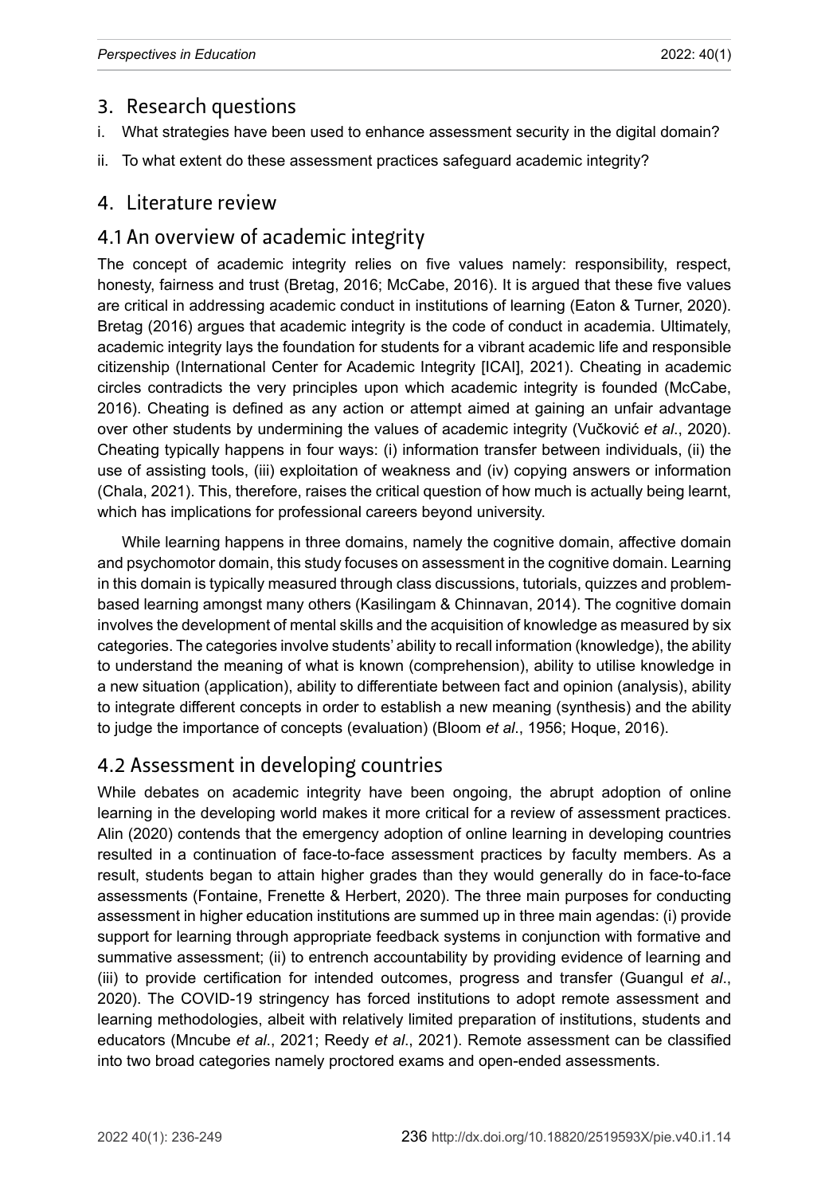## 3. Research questions

i. What strategies have been used to enhance assessment security in the digital domain?

ii. To what extent do these assessment practices safeguard academic integrity?

## 4. Literature review

### 4.1 An overview of academic integrity

The concept of academic integrity relies on five values namely: responsibility, respect, honesty, fairness and trust (Bretag, 2016; McCabe, 2016). It is argued that these five values are critical in addressing academic conduct in institutions of learning (Eaton & Turner, 2020). Bretag (2016) argues that academic integrity is the code of conduct in academia. Ultimately, academic integrity lays the foundation for students for a vibrant academic life and responsible citizenship (International Center for Academic Integrity [ICAI], 2021). Cheating in academic circles contradicts the very principles upon which academic integrity is founded (McCabe, 2016). Cheating is defined as any action or attempt aimed at gaining an unfair advantage over other students by undermining the values of academic integrity (Vučković *et al*., 2020). Cheating typically happens in four ways: (i) information transfer between individuals, (ii) the use of assisting tools, (iii) exploitation of weakness and (iv) copying answers or information (Chala, 2021). This, therefore, raises the critical question of how much is actually being learnt, which has implications for professional careers beyond university.

While learning happens in three domains, namely the cognitive domain, affective domain and psychomotor domain, this study focuses on assessment in the cognitive domain. Learning in this domain is typically measured through class discussions, tutorials, quizzes and problem-based learning amongst many others (Kasilingam & Chinnavan, 2014). The cognitive domain involves the development of mental skills and the acquisition of knowledge as measured by six categories. The categories involve students' ability to recall information (knowledge), the ability to understand the meaning of what is known (comprehension), ability to utilise knowledge in a new situation (application), ability to differentiate between fact and opinion (analysis), ability to integrate different concepts in order to establish a new meaning (synthesis) and the ability to judge the importance of concepts (evaluation) (Bloom *et al*., 1956; Hoque, 2016).

### 4.2 Assessment in developing countries

While debates on academic integrity have been ongoing, the abrupt adoption of online learning in the developing world makes it more critical for a review of assessment practices. Alin (2020) contends that the emergency adoption of online learning in developing countries resulted in a continuation of face-to-face assessment practices by faculty members. As a result, students began to attain higher grades than they would generally do in face-to-face assessments (Fontaine, Frenette & Herbert, 2020). The three main purposes for conducting assessment in higher education institutions are summed up in three main agendas: (i) provide support for learning through appropriate feedback systems in conjunction with formative and summative assessment; (ii) to entrench accountability by providing evidence of learning and (iii) to provide certification for intended outcomes, progress and transfer (Guangul *et al*., 2020). The COVID-19 stringency has forced institutions to adopt remote assessment and learning methodologies, albeit with relatively limited preparation of institutions, students and educators (Mncube *et al*., 2021; Reedy *et al*., 2021). Remote assessment can be classified into two broad categories namely proctored exams and open-ended assessments.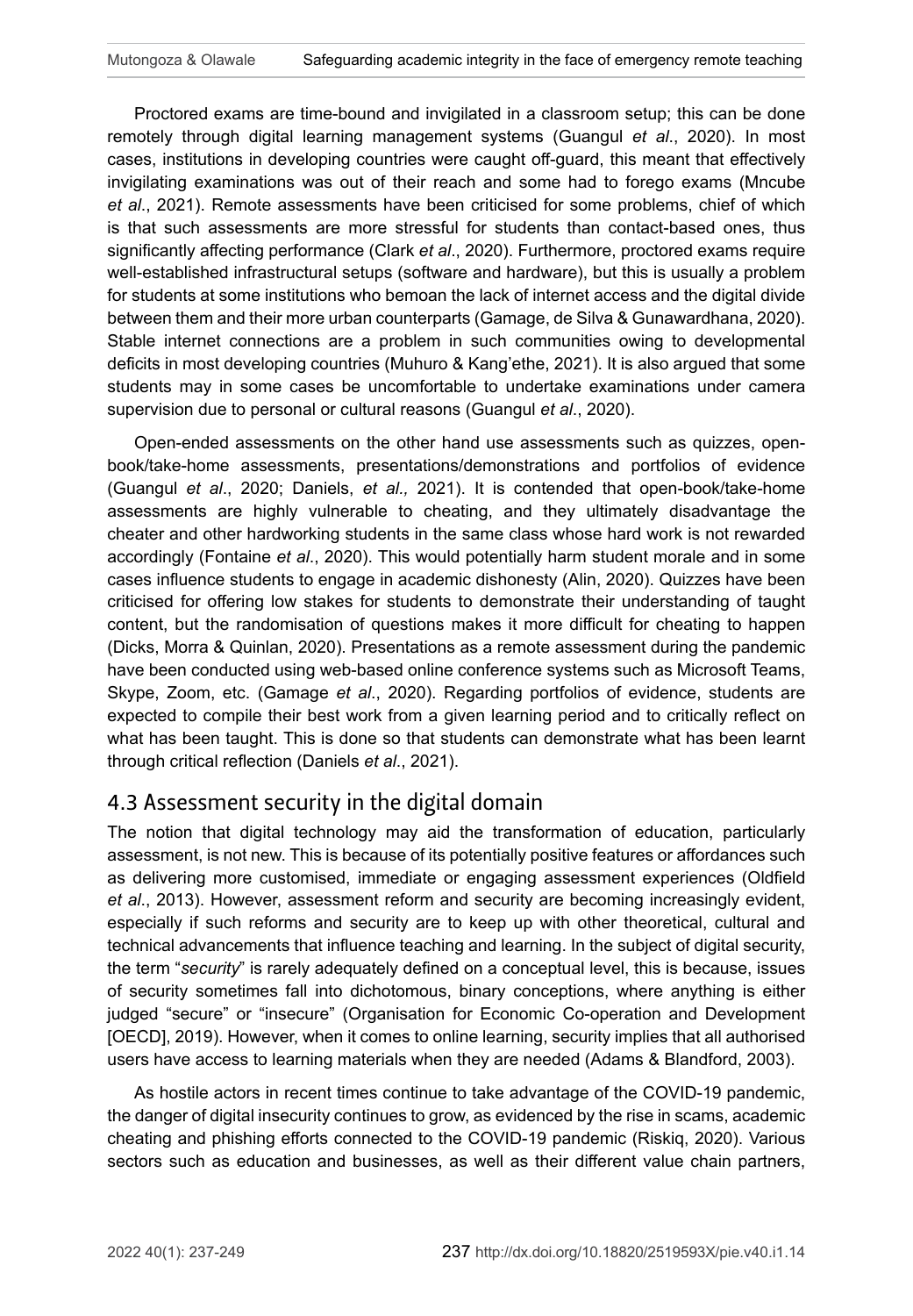Proctored exams are time-bound and invigilated in a classroom setup; this can be done remotely through digital learning management systems (Guangul *et al*., 2020). In most cases, institutions in developing countries were caught off-guard, this meant that effectively invigilating examinations was out of their reach and some had to forego exams (Mncube *et al*., 2021). Remote assessments have been criticised for some problems, chief of which is that such assessments are more stressful for students than contact-based ones, thus significantly affecting performance (Clark *et al*., 2020). Furthermore, proctored exams require well-established infrastructural setups (software and hardware), but this is usually a problem for students at some institutions who bemoan the lack of internet access and the digital divide between them and their more urban counterparts (Gamage, de Silva & Gunawardhana, 2020). Stable internet connections are a problem in such communities owing to developmental deficits in most developing countries (Muhuro & Kang'ethe, 2021). It is also argued that some students may in some cases be uncomfortable to undertake examinations under camera supervision due to personal or cultural reasons (Guangul *et al*., 2020).

Open-ended assessments on the other hand use assessments such as quizzes, open-book/take-home assessments, presentations/demonstrations and portfolios of evidence (Guangul *et al*., 2020; Daniels, *et al.,* 2021). It is contended that open-book/take-home assessments are highly vulnerable to cheating, and they ultimately disadvantage the cheater and other hardworking students in the same class whose hard work is not rewarded accordingly (Fontaine *et al*., 2020). This would potentially harm student morale and in some cases influence students to engage in academic dishonesty (Alin, 2020). Quizzes have been criticised for offering low stakes for students to demonstrate their understanding of taught content, but the randomisation of questions makes it more difficult for cheating to happen (Dicks, Morra & Quinlan, 2020). Presentations as a remote assessment during the pandemic have been conducted using web-based online conference systems such as Microsoft Teams, Skype, Zoom, etc. (Gamage *et al*., 2020). Regarding portfolios of evidence, students are expected to compile their best work from a given learning period and to critically reflect on what has been taught. This is done so that students can demonstrate what has been learnt through critical reflection (Daniels *et al*., 2021).

## 4.3 Assessment security in the digital domain

The notion that digital technology may aid the transformation of education, particularly assessment, is not new. This is because of its potentially positive features or affordances such as delivering more customised, immediate or engaging assessment experiences (Oldfield *et al*., 2013). However, assessment reform and security are becoming increasingly evident, especially if such reforms and security are to keep up with other theoretical, cultural and technical advancements that influence teaching and learning. In the subject of digital security, the term "*security*" is rarely adequately defined on a conceptual level, this is because, issues of security sometimes fall into dichotomous, binary conceptions, where anything is either judged "secure" or "insecure" (Organisation for Economic Co-operation and Development [OECD], 2019). However, when it comes to online learning, security implies that all authorised users have access to learning materials when they are needed (Adams & Blandford, 2003).

As hostile actors in recent times continue to take advantage of the COVID-19 pandemic, the danger of digital insecurity continues to grow, as evidenced by the rise in scams, academic cheating and phishing efforts connected to the COVID-19 pandemic (Riskiq, 2020). Various sectors such as education and businesses, as well as their different value chain partners,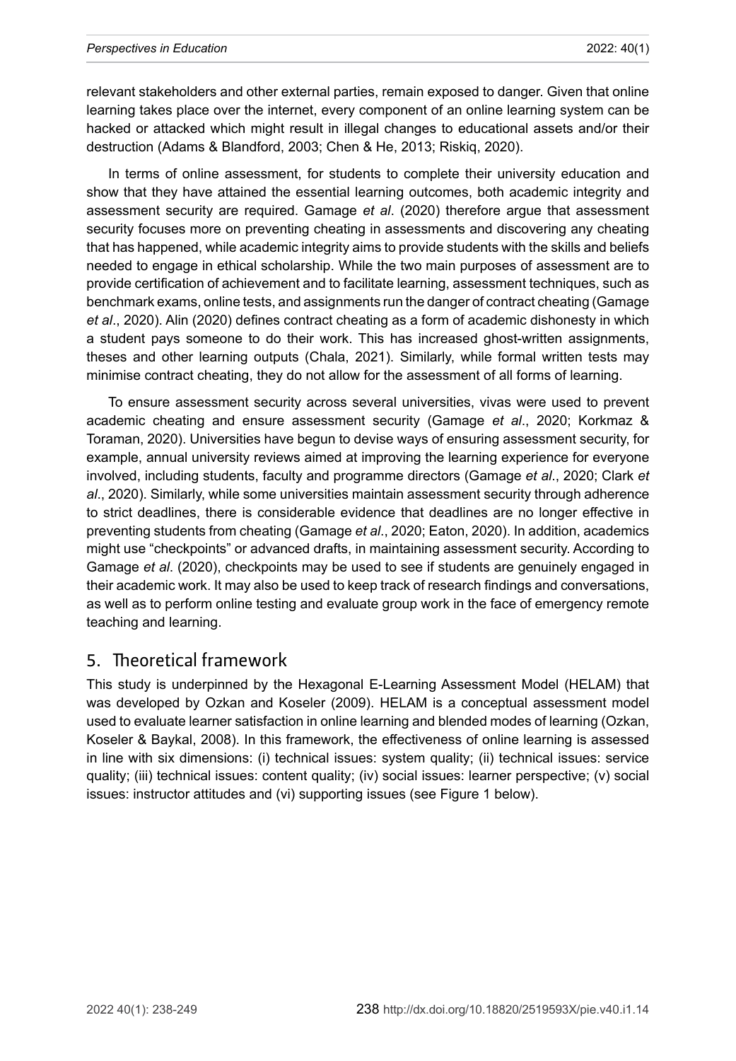relevant stakeholders and other external parties, remain exposed to danger. Given that online learning takes place over the internet, every component of an online learning system can be hacked or attacked which might result in illegal changes to educational assets and/or their destruction (Adams & Blandford, 2003; Chen & He, 2013; Riskiq, 2020).

In terms of online assessment, for students to complete their university education and show that they have attained the essential learning outcomes, both academic integrity and assessment security are required. Gamage *et al*. (2020) therefore argue that assessment security focuses more on preventing cheating in assessments and discovering any cheating that has happened, while academic integrity aims to provide students with the skills and beliefs needed to engage in ethical scholarship. While the two main purposes of assessment are to provide certification of achievement and to facilitate learning, assessment techniques, such as benchmark exams, online tests, and assignments run the danger of contract cheating (Gamage *et al*., 2020). Alin (2020) defines contract cheating as a form of academic dishonesty in which a student pays someone to do their work. This has increased ghost-written assignments, theses and other learning outputs (Chala, 2021). Similarly, while formal written tests may minimise contract cheating, they do not allow for the assessment of all forms of learning.

To ensure assessment security across several universities, vivas were used to prevent academic cheating and ensure assessment security (Gamage *et al*., 2020; Korkmaz & Toraman, 2020). Universities have begun to devise ways of ensuring assessment security, for example, annual university reviews aimed at improving the learning experience for everyone involved, including students, faculty and programme directors (Gamage *et al*., 2020; Clark *et al*., 2020). Similarly, while some universities maintain assessment security through adherence to strict deadlines, there is considerable evidence that deadlines are no longer effective in preventing students from cheating (Gamage *et al*., 2020; Eaton, 2020). In addition, academics might use "checkpoints" or advanced drafts, in maintaining assessment security. According to Gamage *et al*. (2020), checkpoints may be used to see if students are genuinely engaged in their academic work. It may also be used to keep track of research findings and conversations, as well as to perform online testing and evaluate group work in the face of emergency remote teaching and learning.

## 5. Theoretical framework

This study is underpinned by the Hexagonal E-Learning Assessment Model (HELAM) that was developed by Ozkan and Koseler (2009). HELAM is a conceptual assessment model used to evaluate learner satisfaction in online learning and blended modes of learning (Ozkan, Koseler & Baykal, 2008). In this framework, the effectiveness of online learning is assessed in line with six dimensions: (i) technical issues: system quality; (ii) technical issues: service quality; (iii) technical issues: content quality; (iv) social issues: learner perspective; (v) social issues: instructor attitudes and (vi) supporting issues (see Figure 1 below).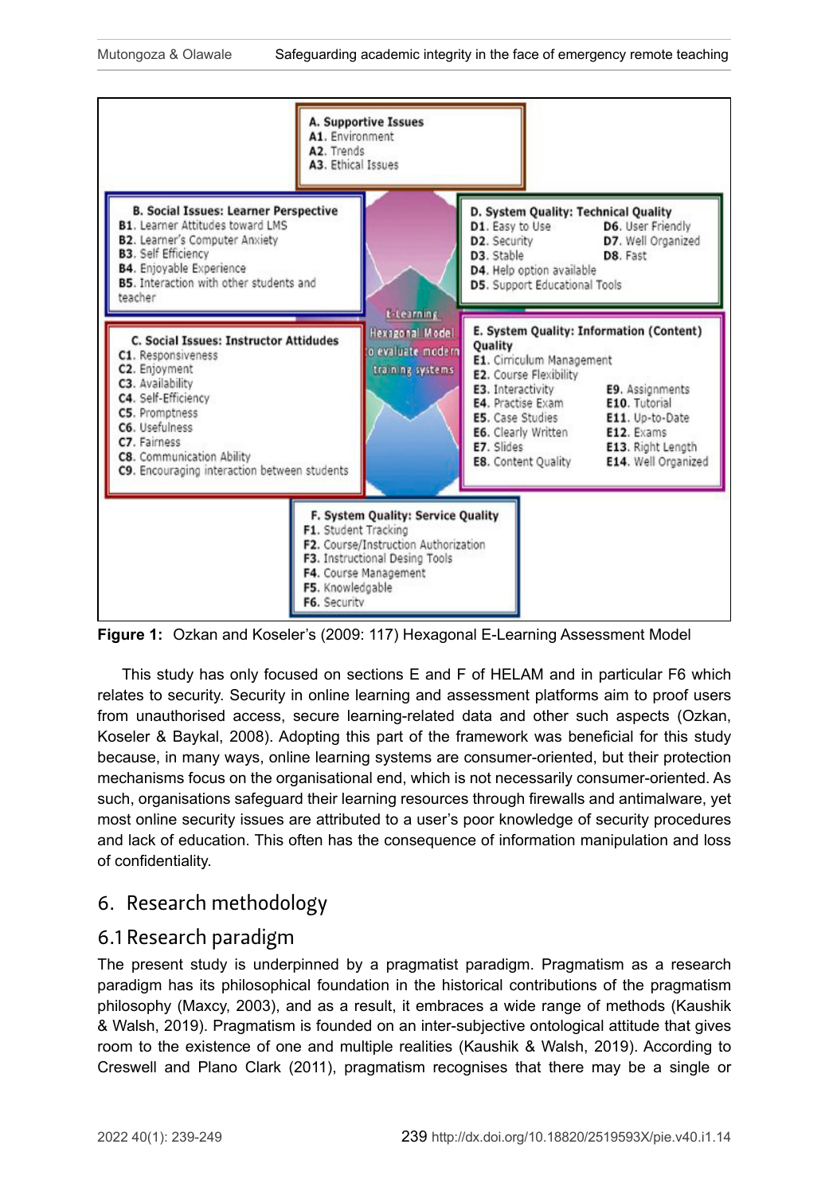A. Supportive Issues
A1. Environment
A2. Trends
A3. Ethical Issues

B. Social Issues: Learner Perspective
B1. Learner Attitudes toward LMS
B2. Learner's Computer Anxiety
B3. Self Efficiency
B4. Enjoyable Experience
B5. Interaction with other students and teacher

C. Social Issues: Instructor Attidudes
C1. Responsiveness
C2. Enjoyment
C3. Availability
C4. Self-Efficiency
C5. Promptness
C6. Usefulness
C7. Fairness
C8. Communication Ability
C9. Encouraging interaction between students

E-Learning Hexagonal Model to evaluate modern training systems

D. System Quality: Technical Quality
D1. Easy to Use
D2. Security
D3. Stable
D4. Help option available
D5. Support Educational Tools
D6. User Friendly
D7. Well Organized
D8. Fast

E. System Quality: Information (Content) Quality
E1. Cirriculum Management
E2. Course Flexibility
E3. Interactivity
E4. Practise Exam
E5. Case Studies
E6. Clearly Written
E7. Slides
E8. Content Quality
E9. Assignments
E10. Tutorial
E11. Up-to-Date
E12. Exams
E13. Right Length
E14. Well Organized

F. System Quality: Service Quality
F1. Student Tracking
F2. Course/Instruction Authorization
F3. Instructional Desing Tools
F4. Course Management
F5. Knowledgable
F6. Security

**Figure 1:** Ozkan and Koseler's (2009: 117) Hexagonal E-Learning Assessment Model

This study has only focused on sections E and F of HELAM and in particular F6 which relates to security. Security in online learning and assessment platforms aim to proof users from unauthorised access, secure learning-related data and other such aspects (Ozkan, Koseler & Baykal, 2008). Adopting this part of the framework was beneficial for this study because, in many ways, online learning systems are consumer-oriented, but their protection mechanisms focus on the organisational end, which is not necessarily consumer-oriented. As such, organisations safeguard their learning resources through firewalls and antimalware, yet most online security issues are attributed to a user's poor knowledge of security procedures and lack of education. This often has the consequence of information manipulation and loss of confidentiality.

# 6. Research methodology

## 6.1 Research paradigm

The present study is underpinned by a pragmatist paradigm. Pragmatism as a research paradigm has its philosophical foundation in the historical contributions of the pragmatism philosophy (Maxcy, 2003), and as a result, it embraces a wide range of methods (Kaushik & Walsh, 2019). Pragmatism is founded on an inter-subjective ontological attitude that gives room to the existence of one and multiple realities (Kaushik & Walsh, 2019). According to Creswell and Plano Clark (2011), pragmatism recognises that there may be a single or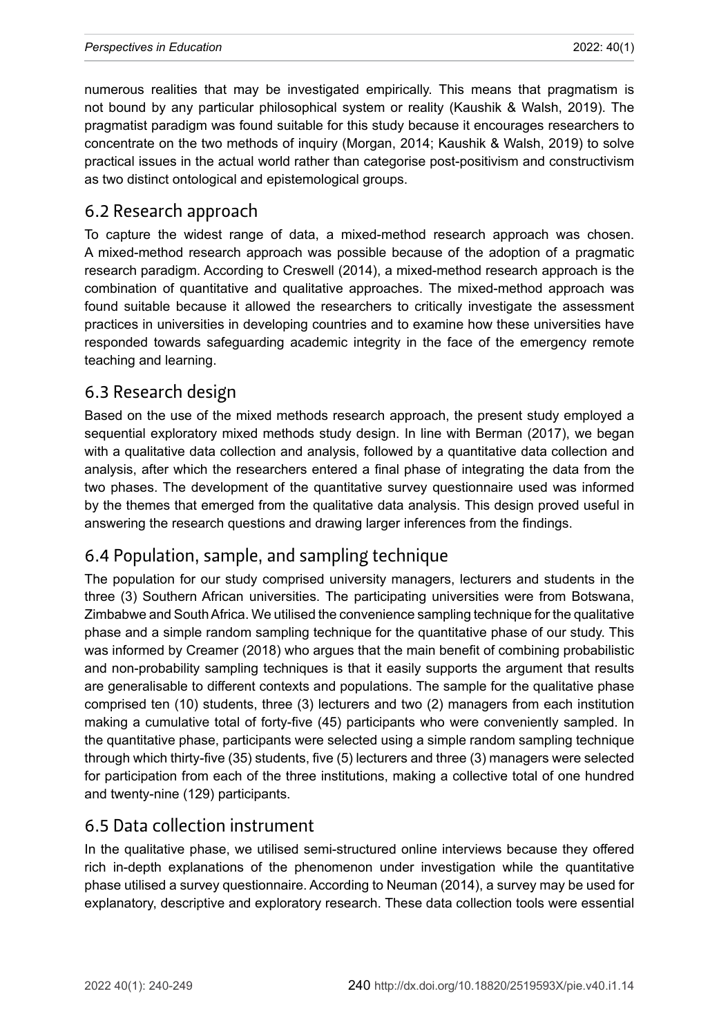numerous realities that may be investigated empirically. This means that pragmatism is not bound by any particular philosophical system or reality (Kaushik & Walsh, 2019). The pragmatist paradigm was found suitable for this study because it encourages researchers to concentrate on the two methods of inquiry (Morgan, 2014; Kaushik & Walsh, 2019) to solve practical issues in the actual world rather than categorise post-positivism and constructivism as two distinct ontological and epistemological groups.

## 6.2 Research approach

To capture the widest range of data, a mixed-method research approach was chosen. A mixed-method research approach was possible because of the adoption of a pragmatic research paradigm. According to Creswell (2014), a mixed-method research approach is the combination of quantitative and qualitative approaches. The mixed-method approach was found suitable because it allowed the researchers to critically investigate the assessment practices in universities in developing countries and to examine how these universities have responded towards safeguarding academic integrity in the face of the emergency remote teaching and learning.

## 6.3 Research design

Based on the use of the mixed methods research approach, the present study employed a sequential exploratory mixed methods study design. In line with Berman (2017), we began with a qualitative data collection and analysis, followed by a quantitative data collection and analysis, after which the researchers entered a final phase of integrating the data from the two phases. The development of the quantitative survey questionnaire used was informed by the themes that emerged from the qualitative data analysis. This design proved useful in answering the research questions and drawing larger inferences from the findings.

## 6.4 Population, sample, and sampling technique

The population for our study comprised university managers, lecturers and students in the three (3) Southern African universities. The participating universities were from Botswana, Zimbabwe and South Africa. We utilised the convenience sampling technique for the qualitative phase and a simple random sampling technique for the quantitative phase of our study. This was informed by Creamer (2018) who argues that the main benefit of combining probabilistic and non-probability sampling techniques is that it easily supports the argument that results are generalisable to different contexts and populations. The sample for the qualitative phase comprised ten (10) students, three (3) lecturers and two (2) managers from each institution making a cumulative total of forty-five (45) participants who were conveniently sampled. In the quantitative phase, participants were selected using a simple random sampling technique through which thirty-five (35) students, five (5) lecturers and three (3) managers were selected for participation from each of the three institutions, making a collective total of one hundred and twenty-nine (129) participants.

## 6.5 Data collection instrument

In the qualitative phase, we utilised semi-structured online interviews because they offered rich in-depth explanations of the phenomenon under investigation while the quantitative phase utilised a survey questionnaire. According to Neuman (2014), a survey may be used for explanatory, descriptive and exploratory research. These data collection tools were essential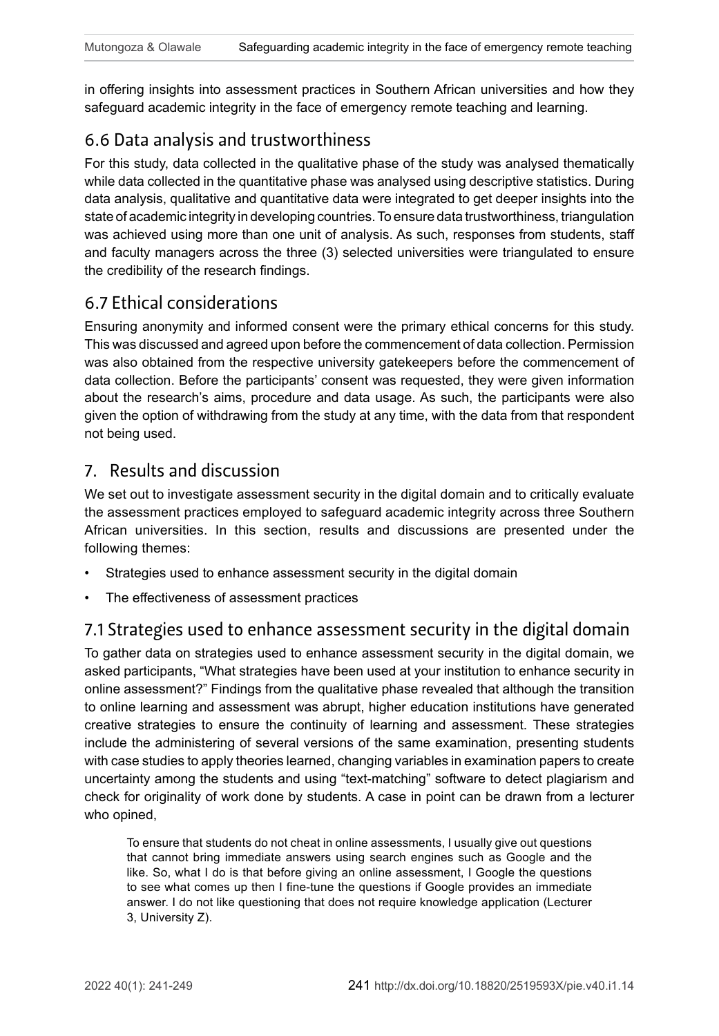in offering insights into assessment practices in Southern African universities and how they safeguard academic integrity in the face of emergency remote teaching and learning.

### 6.6 Data analysis and trustworthiness

For this study, data collected in the qualitative phase of the study was analysed thematically while data collected in the quantitative phase was analysed using descriptive statistics. During data analysis, qualitative and quantitative data were integrated to get deeper insights into the state of academic integrity in developing countries. To ensure data trustworthiness, triangulation was achieved using more than one unit of analysis. As such, responses from students, staff and faculty managers across the three (3) selected universities were triangulated to ensure the credibility of the research findings.

### 6.7 Ethical considerations

Ensuring anonymity and informed consent were the primary ethical concerns for this study. This was discussed and agreed upon before the commencement of data collection. Permission was also obtained from the respective university gatekeepers before the commencement of data collection. Before the participants' consent was requested, they were given information about the research's aims, procedure and data usage. As such, the participants were also given the option of withdrawing from the study at any time, with the data from that respondent not being used.

## 7. Results and discussion

We set out to investigate assessment security in the digital domain and to critically evaluate the assessment practices employed to safeguard academic integrity across three Southern African universities. In this section, results and discussions are presented under the following themes:

- Strategies used to enhance assessment security in the digital domain
- The effectiveness of assessment practices

### 7.1 Strategies used to enhance assessment security in the digital domain

To gather data on strategies used to enhance assessment security in the digital domain, we asked participants, "What strategies have been used at your institution to enhance security in online assessment?" Findings from the qualitative phase revealed that although the transition to online learning and assessment was abrupt, higher education institutions have generated creative strategies to ensure the continuity of learning and assessment. These strategies include the administering of several versions of the same examination, presenting students with case studies to apply theories learned, changing variables in examination papers to create uncertainty among the students and using "text-matching" software to detect plagiarism and check for originality of work done by students. A case in point can be drawn from a lecturer who opined,

> To ensure that students do not cheat in online assessments, I usually give out questions that cannot bring immediate answers using search engines such as Google and the like. So, what I do is that before giving an online assessment, I Google the questions to see what comes up then I fine-tune the questions if Google provides an immediate answer. I do not like questioning that does not require knowledge application (Lecturer 3, University Z).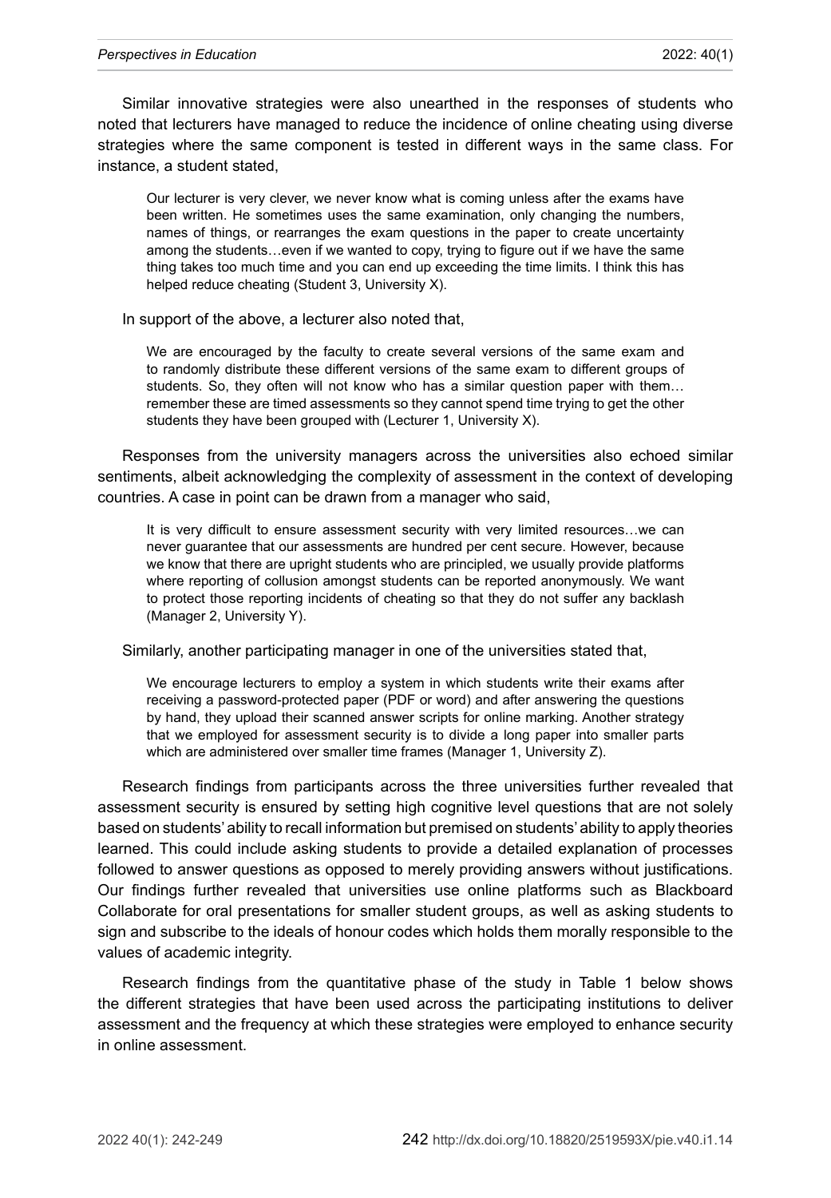Similar innovative strategies were also unearthed in the responses of students who noted that lecturers have managed to reduce the incidence of online cheating using diverse strategies where the same component is tested in different ways in the same class. For instance, a student stated,

> Our lecturer is very clever, we never know what is coming unless after the exams have been written. He sometimes uses the same examination, only changing the numbers, names of things, or rearranges the exam questions in the paper to create uncertainty among the students…even if we wanted to copy, trying to figure out if we have the same thing takes too much time and you can end up exceeding the time limits. I think this has helped reduce cheating (Student 3, University X).

In support of the above, a lecturer also noted that,

> We are encouraged by the faculty to create several versions of the same exam and to randomly distribute these different versions of the same exam to different groups of students. So, they often will not know who has a similar question paper with them… remember these are timed assessments so they cannot spend time trying to get the other students they have been grouped with (Lecturer 1, University X).

Responses from the university managers across the universities also echoed similar sentiments, albeit acknowledging the complexity of assessment in the context of developing countries. A case in point can be drawn from a manager who said,

> It is very difficult to ensure assessment security with very limited resources…we can never guarantee that our assessments are hundred per cent secure. However, because we know that there are upright students who are principled, we usually provide platforms where reporting of collusion amongst students can be reported anonymously. We want to protect those reporting incidents of cheating so that they do not suffer any backlash (Manager 2, University Y).

Similarly, another participating manager in one of the universities stated that,

> We encourage lecturers to employ a system in which students write their exams after receiving a password-protected paper (PDF or word) and after answering the questions by hand, they upload their scanned answer scripts for online marking. Another strategy that we employed for assessment security is to divide a long paper into smaller parts which are administered over smaller time frames (Manager 1, University Z).

Research findings from participants across the three universities further revealed that assessment security is ensured by setting high cognitive level questions that are not solely based on students' ability to recall information but premised on students' ability to apply theories learned. This could include asking students to provide a detailed explanation of processes followed to answer questions as opposed to merely providing answers without justifications. Our findings further revealed that universities use online platforms such as Blackboard Collaborate for oral presentations for smaller student groups, as well as asking students to sign and subscribe to the ideals of honour codes which holds them morally responsible to the values of academic integrity.

Research findings from the quantitative phase of the study in Table 1 below shows the different strategies that have been used across the participating institutions to deliver assessment and the frequency at which these strategies were employed to enhance security in online assessment.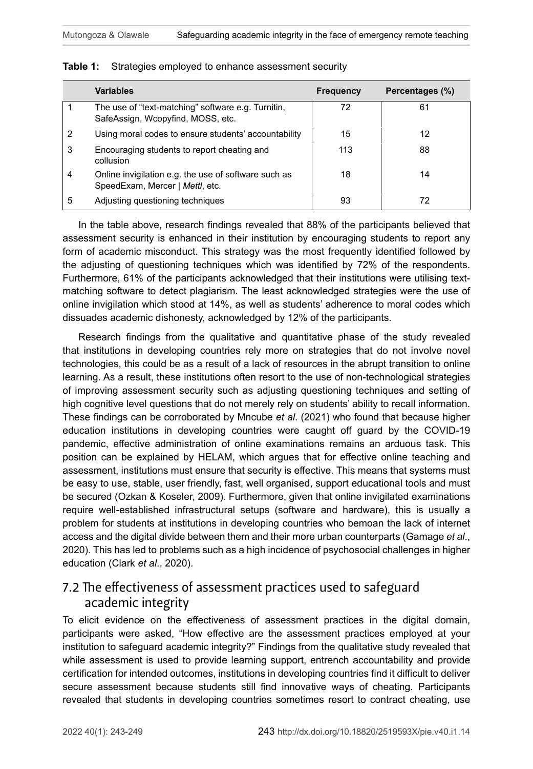**Table 1:** Strategies employed to enhance assessment security

| | Variables | Frequency | Percentages (%) |
|---|---|---|---|
| 1 | The use of "text-matching" software e.g. Turnitin, SafeAssign, Wcopyfind, MOSS, etc. | 72 | 61 |
| 2 | Using moral codes to ensure students' accountability | 15 | 12 |
| 3 | Encouraging students to report cheating and collusion | 113 | 88 |
| 4 | Online invigilation e.g. the use of software such as SpeedExam, Mercer \| *Mettl*, etc. | 18 | 14 |
| 5 | Adjusting questioning techniques | 93 | 72 |

In the table above, research findings revealed that 88% of the participants believed that assessment security is enhanced in their institution by encouraging students to report any form of academic misconduct. This strategy was the most frequently identified followed by the adjusting of questioning techniques which was identified by 72% of the respondents. Furthermore, 61% of the participants acknowledged that their institutions were utilising text-matching software to detect plagiarism. The least acknowledged strategies were the use of online invigilation which stood at 14%, as well as students' adherence to moral codes which dissuades academic dishonesty, acknowledged by 12% of the participants.

Research findings from the qualitative and quantitative phase of the study revealed that institutions in developing countries rely more on strategies that do not involve novel technologies, this could be as a result of a lack of resources in the abrupt transition to online learning. As a result, these institutions often resort to the use of non-technological strategies of improving assessment security such as adjusting questioning techniques and setting of high cognitive level questions that do not merely rely on students' ability to recall information. These findings can be corroborated by Mncube *et al*. (2021) who found that because higher education institutions in developing countries were caught off guard by the COVID-19 pandemic, effective administration of online examinations remains an arduous task. This position can be explained by HELAM, which argues that for effective online teaching and assessment, institutions must ensure that security is effective. This means that systems must be easy to use, stable, user friendly, fast, well organised, support educational tools and must be secured (Ozkan & Koseler, 2009). Furthermore, given that online invigilated examinations require well-established infrastructural setups (software and hardware), this is usually a problem for students at institutions in developing countries who bemoan the lack of internet access and the digital divide between them and their more urban counterparts (Gamage *et al*., 2020). This has led to problems such as a high incidence of psychosocial challenges in higher education (Clark *et al*., 2020).

## 7.2 The effectiveness of assessment practices used to safeguard academic integrity

To elicit evidence on the effectiveness of assessment practices in the digital domain, participants were asked, "How effective are the assessment practices employed at your institution to safeguard academic integrity?" Findings from the qualitative study revealed that while assessment is used to provide learning support, entrench accountability and provide certification for intended outcomes, institutions in developing countries find it difficult to deliver secure assessment because students still find innovative ways of cheating. Participants revealed that students in developing countries sometimes resort to contract cheating, use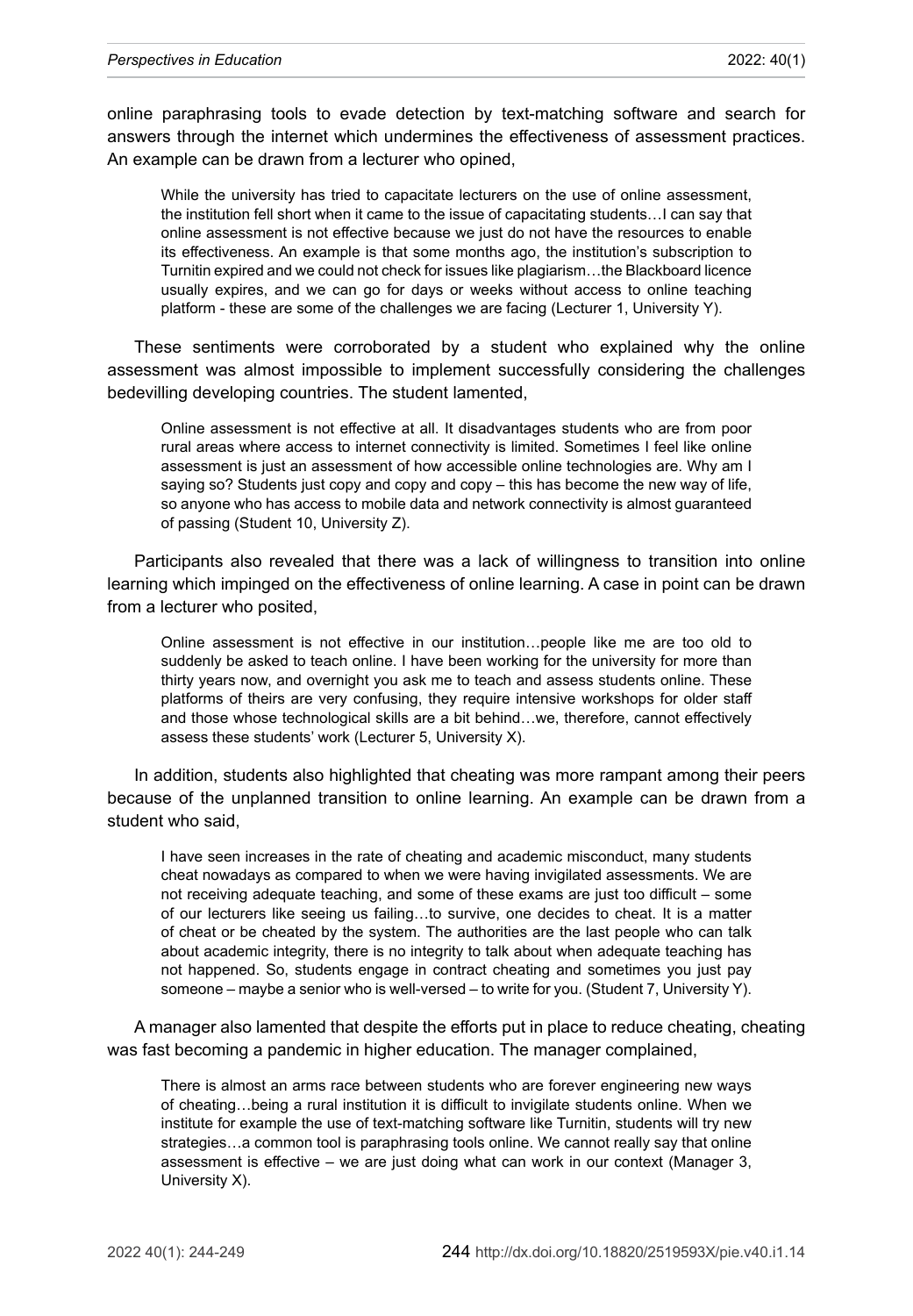online paraphrasing tools to evade detection by text-matching software and search for answers through the internet which undermines the effectiveness of assessment practices. An example can be drawn from a lecturer who opined,

> While the university has tried to capacitate lecturers on the use of online assessment, the institution fell short when it came to the issue of capacitating students…I can say that online assessment is not effective because we just do not have the resources to enable its effectiveness. An example is that some months ago, the institution's subscription to Turnitin expired and we could not check for issues like plagiarism…the Blackboard licence usually expires, and we can go for days or weeks without access to online teaching platform - these are some of the challenges we are facing (Lecturer 1, University Y).

These sentiments were corroborated by a student who explained why the online assessment was almost impossible to implement successfully considering the challenges bedevilling developing countries. The student lamented,

> Online assessment is not effective at all. It disadvantages students who are from poor rural areas where access to internet connectivity is limited. Sometimes I feel like online assessment is just an assessment of how accessible online technologies are. Why am I saying so? Students just copy and copy and copy – this has become the new way of life, so anyone who has access to mobile data and network connectivity is almost guaranteed of passing (Student 10, University Z).

Participants also revealed that there was a lack of willingness to transition into online learning which impinged on the effectiveness of online learning. A case in point can be drawn from a lecturer who posited,

> Online assessment is not effective in our institution…people like me are too old to suddenly be asked to teach online. I have been working for the university for more than thirty years now, and overnight you ask me to teach and assess students online. These platforms of theirs are very confusing, they require intensive workshops for older staff and those whose technological skills are a bit behind…we, therefore, cannot effectively assess these students' work (Lecturer 5, University X).

In addition, students also highlighted that cheating was more rampant among their peers because of the unplanned transition to online learning. An example can be drawn from a student who said,

> I have seen increases in the rate of cheating and academic misconduct, many students cheat nowadays as compared to when we were having invigilated assessments. We are not receiving adequate teaching, and some of these exams are just too difficult – some of our lecturers like seeing us failing…to survive, one decides to cheat. It is a matter of cheat or be cheated by the system. The authorities are the last people who can talk about academic integrity, there is no integrity to talk about when adequate teaching has not happened. So, students engage in contract cheating and sometimes you just pay someone – maybe a senior who is well-versed – to write for you. (Student 7, University Y).

A manager also lamented that despite the efforts put in place to reduce cheating, cheating was fast becoming a pandemic in higher education. The manager complained,

> There is almost an arms race between students who are forever engineering new ways of cheating…being a rural institution it is difficult to invigilate students online. When we institute for example the use of text-matching software like Turnitin, students will try new strategies…a common tool is paraphrasing tools online. We cannot really say that online assessment is effective – we are just doing what can work in our context (Manager 3, University X).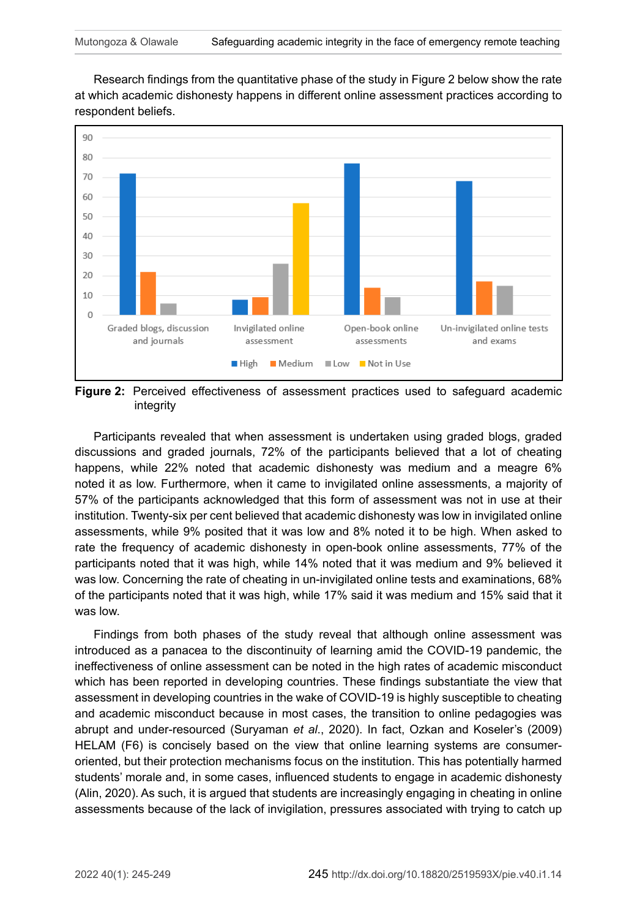Research findings from the quantitative phase of the study in Figure 2 below show the rate at which academic dishonesty happens in different online assessment practices according to respondent beliefs.

**Figure 2:** Perceived effectiveness of assessment practices used to safeguard academic integrity

Participants revealed that when assessment is undertaken using graded blogs, graded discussions and graded journals, 72% of the participants believed that a lot of cheating happens, while 22% noted that academic dishonesty was medium and a meagre 6% noted it as low. Furthermore, when it came to invigilated online assessments, a majority of 57% of the participants acknowledged that this form of assessment was not in use at their institution. Twenty-six per cent believed that academic dishonesty was low in invigilated online assessments, while 9% posited that it was low and 8% noted it to be high. When asked to rate the frequency of academic dishonesty in open-book online assessments, 77% of the participants noted that it was high, while 14% noted that it was medium and 9% believed it was low. Concerning the rate of cheating in un-invigilated online tests and examinations, 68% of the participants noted that it was high, while 17% said it was medium and 15% said that it was low.

Findings from both phases of the study reveal that although online assessment was introduced as a panacea to the discontinuity of learning amid the COVID-19 pandemic, the ineffectiveness of online assessment can be noted in the high rates of academic misconduct which has been reported in developing countries. These findings substantiate the view that assessment in developing countries in the wake of COVID-19 is highly susceptible to cheating and academic misconduct because in most cases, the transition to online pedagogies was abrupt and under-resourced (Suryaman *et al*., 2020). In fact, Ozkan and Koseler's (2009) HELAM (F6) is concisely based on the view that online learning systems are consumer-oriented, but their protection mechanisms focus on the institution. This has potentially harmed students' morale and, in some cases, influenced students to engage in academic dishonesty (Alin, 2020). As such, it is argued that students are increasingly engaging in cheating in online assessments because of the lack of invigilation, pressures associated with trying to catch up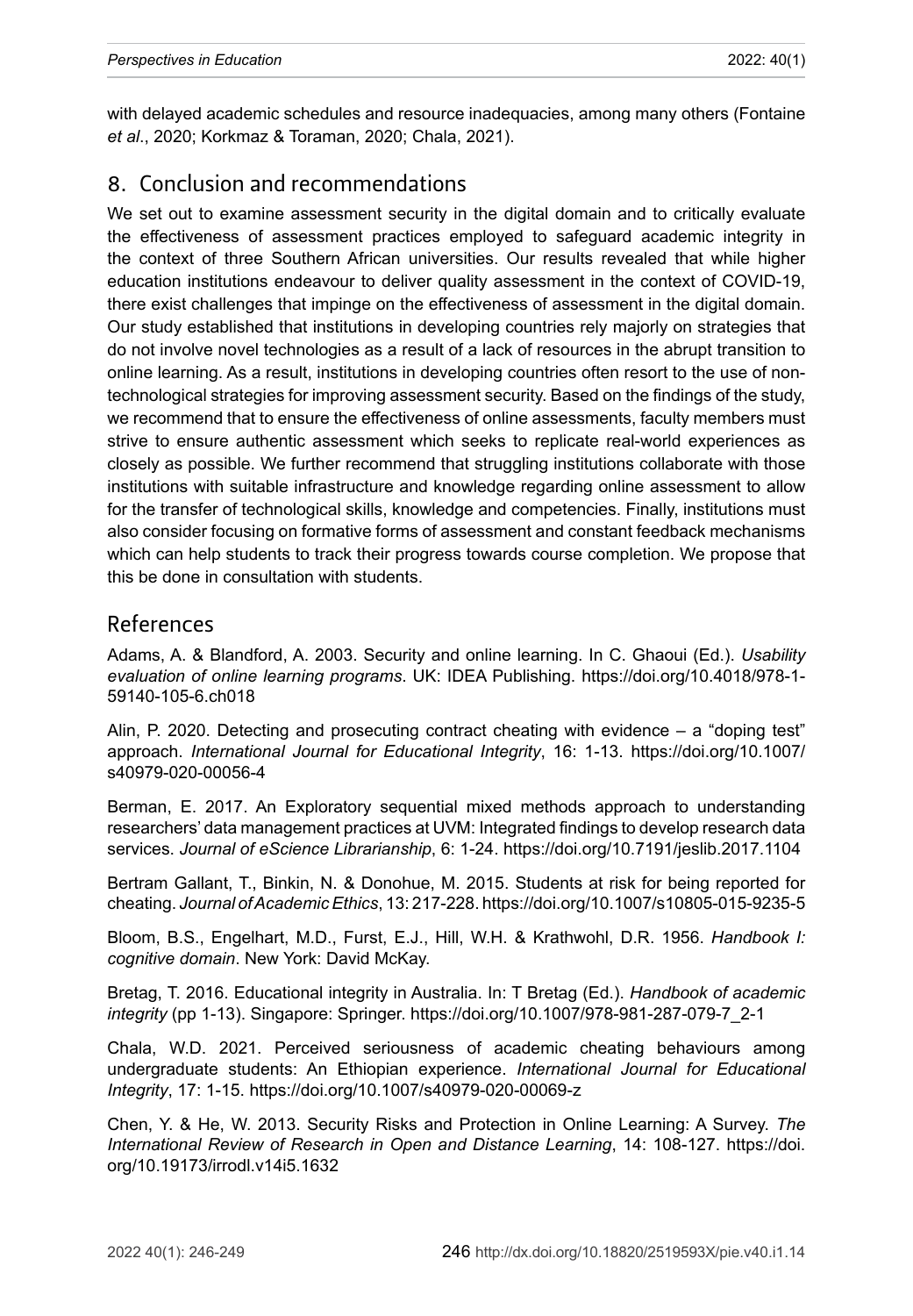with delayed academic schedules and resource inadequacies, among many others (Fontaine *et al*., 2020; Korkmaz & Toraman, 2020; Chala, 2021).

## 8. Conclusion and recommendations

We set out to examine assessment security in the digital domain and to critically evaluate the effectiveness of assessment practices employed to safeguard academic integrity in the context of three Southern African universities. Our results revealed that while higher education institutions endeavour to deliver quality assessment in the context of COVID-19, there exist challenges that impinge on the effectiveness of assessment in the digital domain. Our study established that institutions in developing countries rely majorly on strategies that do not involve novel technologies as a result of a lack of resources in the abrupt transition to online learning. As a result, institutions in developing countries often resort to the use of non-technological strategies for improving assessment security. Based on the findings of the study, we recommend that to ensure the effectiveness of online assessments, faculty members must strive to ensure authentic assessment which seeks to replicate real-world experiences as closely as possible. We further recommend that struggling institutions collaborate with those institutions with suitable infrastructure and knowledge regarding online assessment to allow for the transfer of technological skills, knowledge and competencies. Finally, institutions must also consider focusing on formative forms of assessment and constant feedback mechanisms which can help students to track their progress towards course completion. We propose that this be done in consultation with students.

## References

Adams, A. & Blandford, A. 2003. Security and online learning. In C. Ghaoui (Ed.). *Usability evaluation of online learning programs*. UK: IDEA Publishing. https://doi.org/10.4018/978-1-59140-105-6.ch018

Alin, P. 2020. Detecting and prosecuting contract cheating with evidence – a "doping test" approach. *International Journal for Educational Integrity*, 16: 1-13. https://doi.org/10.1007/s40979-020-00056-4

Berman, E. 2017. An Exploratory sequential mixed methods approach to understanding researchers' data management practices at UVM: Integrated findings to develop research data services. *Journal of eScience Librarianship*, 6: 1-24. https://doi.org/10.7191/jeslib.2017.1104

Bertram Gallant, T., Binkin, N. & Donohue, M. 2015. Students at risk for being reported for cheating. *Journal of Academic Ethics*, 13: 217-228. https://doi.org/10.1007/s10805-015-9235-5

Bloom, B.S., Engelhart, M.D., Furst, E.J., Hill, W.H. & Krathwohl, D.R. 1956. *Handbook I: cognitive domain*. New York: David McKay.

Bretag, T. 2016. Educational integrity in Australia. In: T Bretag (Ed.). *Handbook of academic integrity* (pp 1-13). Singapore: Springer. https://doi.org/10.1007/978-981-287-079-7_2-1

Chala, W.D. 2021. Perceived seriousness of academic cheating behaviours among undergraduate students: An Ethiopian experience. *International Journal for Educational Integrity*, 17: 1-15. https://doi.org/10.1007/s40979-020-00069-z

Chen, Y. & He, W. 2013. Security Risks and Protection in Online Learning: A Survey. *The International Review of Research in Open and Distance Learning*, 14: 108-127. https://doi.org/10.19173/irrodl.v14i5.1632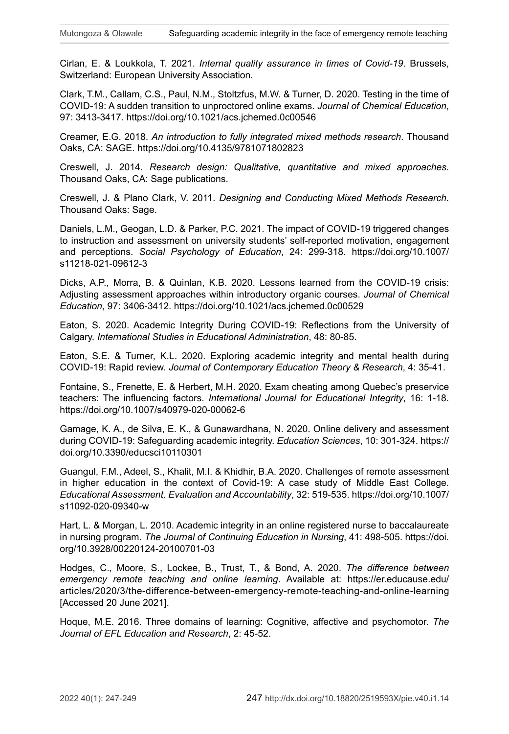Cirlan, E. & Loukkola, T. 2021. *Internal quality assurance in times of Covid-19*. Brussels, Switzerland: European University Association.

Clark, T.M., Callam, C.S., Paul, N.M., Stoltzfus, M.W. & Turner, D. 2020. Testing in the time of COVID-19: A sudden transition to unproctored online exams. *Journal of Chemical Education*, 97: 3413-3417. https://doi.org/10.1021/acs.jchemed.0c00546

Creamer, E.G. 2018. *An introduction to fully integrated mixed methods research*. Thousand Oaks, CA: SAGE. https://doi.org/10.4135/9781071802823

Creswell, J. 2014. *Research design: Qualitative, quantitative and mixed approaches*. Thousand Oaks, CA: Sage publications.

Creswell, J. & Plano Clark, V. 2011. *Designing and Conducting Mixed Methods Research*. Thousand Oaks: Sage.

Daniels, L.M., Geogan, L.D. & Parker, P.C. 2021. The impact of COVID-19 triggered changes to instruction and assessment on university students' self-reported motivation, engagement and perceptions. *Social Psychology of Education*, 24: 299-318. https://doi.org/10.1007/s11218-021-09612-3

Dicks, A.P., Morra, B. & Quinlan, K.B. 2020. Lessons learned from the COVID-19 crisis: Adjusting assessment approaches within introductory organic courses. *Journal of Chemical Education*, 97: 3406-3412. https://doi.org/10.1021/acs.jchemed.0c00529

Eaton, S. 2020. Academic Integrity During COVID-19: Reflections from the University of Calgary. *International Studies in Educational Administration*, 48: 80-85.

Eaton, S.E. & Turner, K.L. 2020. Exploring academic integrity and mental health during COVID-19: Rapid review. *Journal of Contemporary Education Theory & Research*, 4: 35-41.

Fontaine, S., Frenette, E. & Herbert, M.H. 2020. Exam cheating among Quebec's preservice teachers: The influencing factors. *International Journal for Educational Integrity*, 16: 1-18. https://doi.org/10.1007/s40979-020-00062-6

Gamage, K. A., de Silva, E. K., & Gunawardhana, N. 2020. Online delivery and assessment during COVID-19: Safeguarding academic integrity. *Education Sciences*, 10: 301-324. https://doi.org/10.3390/educsci10110301

Guangul, F.M., Adeel, S., Khalit, M.I. & Khidhir, B.A. 2020. Challenges of remote assessment in higher education in the context of Covid-19: A case study of Middle East College. *Educational Assessment, Evaluation and Accountability*, 32: 519-535. https://doi.org/10.1007/s11092-020-09340-w

Hart, L. & Morgan, L. 2010. Academic integrity in an online registered nurse to baccalaureate in nursing program. *The Journal of Continuing Education in Nursing*, 41: 498-505. https://doi.org/10.3928/00220124-20100701-03

Hodges, C., Moore, S., Lockee, B., Trust, T., & Bond, A. 2020. *The difference between emergency remote teaching and online learning*. Available at: https://er.educause.edu/articles/2020/3/the-difference-between-emergency-remote-teaching-and-online-learning [Accessed 20 June 2021].

Hoque, M.E. 2016. Three domains of learning: Cognitive, affective and psychomotor. *The Journal of EFL Education and Research*, 2: 45-52.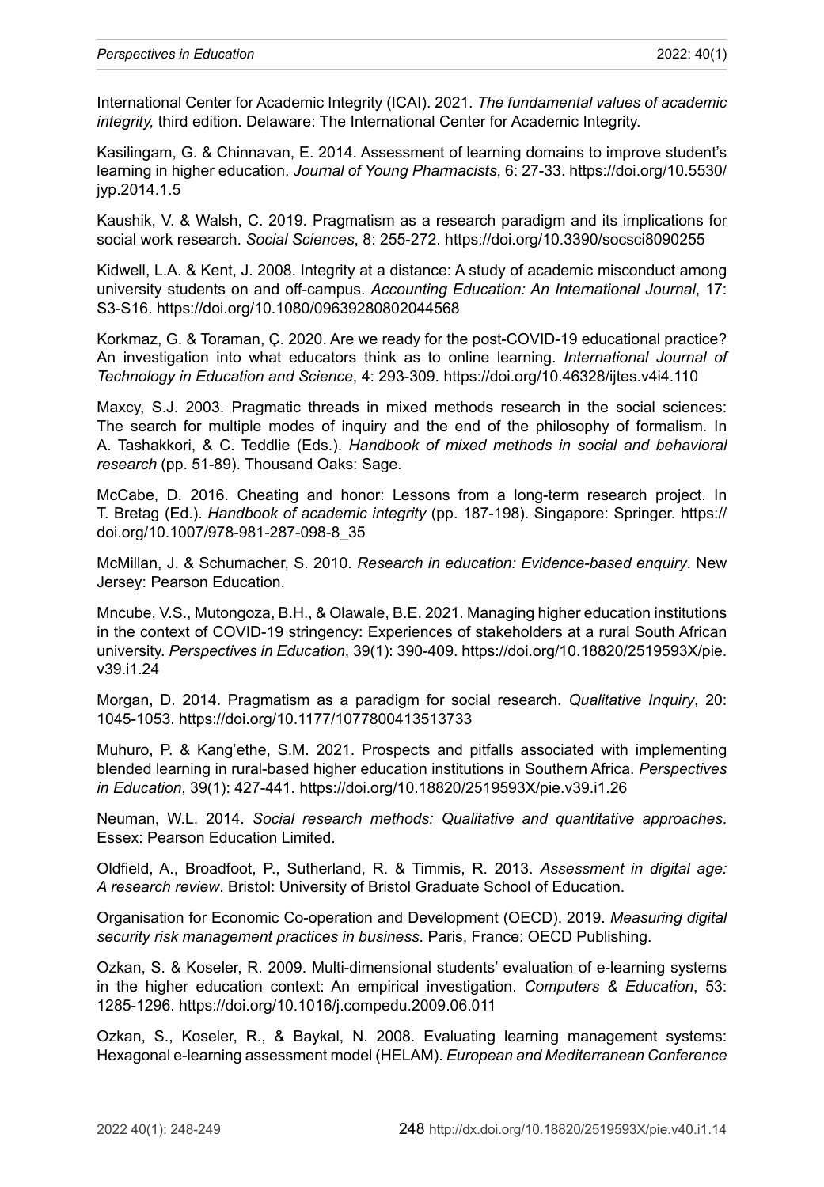International Center for Academic Integrity (ICAI). 2021. *The fundamental values of academic integrity,* third edition. Delaware: The International Center for Academic Integrity.

Kasilingam, G. & Chinnavan, E. 2014. Assessment of learning domains to improve student's learning in higher education. *Journal of Young Pharmacists*, 6: 27-33. https://doi.org/10.5530/jyp.2014.1.5

Kaushik, V. & Walsh, C. 2019. Pragmatism as a research paradigm and its implications for social work research. *Social Sciences*, 8: 255-272. https://doi.org/10.3390/socsci8090255

Kidwell, L.A. & Kent, J. 2008. Integrity at a distance: A study of academic misconduct among university students on and off-campus. *Accounting Education: An International Journal*, 17: S3-S16. https://doi.org/10.1080/09639280802044568

Korkmaz, G. & Toraman, Ç. 2020. Are we ready for the post-COVID-19 educational practice? An investigation into what educators think as to online learning. *International Journal of Technology in Education and Science*, 4: 293-309. https://doi.org/10.46328/ijtes.v4i4.110

Maxcy, S.J. 2003. Pragmatic threads in mixed methods research in the social sciences: The search for multiple modes of inquiry and the end of the philosophy of formalism. In A. Tashakkori, & C. Teddlie (Eds.). *Handbook of mixed methods in social and behavioral research* (pp. 51-89). Thousand Oaks: Sage.

McCabe, D. 2016. Cheating and honor: Lessons from a long-term research project. In T. Bretag (Ed.). *Handbook of academic integrity* (pp. 187-198). Singapore: Springer. https://doi.org/10.1007/978-981-287-098-8_35

McMillan, J. & Schumacher, S. 2010. *Research in education: Evidence-based enquiry*. New Jersey: Pearson Education.

Mncube, V.S., Mutongoza, B.H., & Olawale, B.E. 2021. Managing higher education institutions in the context of COVID-19 stringency: Experiences of stakeholders at a rural South African university. *Perspectives in Education*, 39(1): 390-409. https://doi.org/10.18820/2519593X/pie.v39.i1.24

Morgan, D. 2014. Pragmatism as a paradigm for social research. *Qualitative Inquiry*, 20: 1045-1053. https://doi.org/10.1177/1077800413513733

Muhuro, P. & Kang'ethe, S.M. 2021. Prospects and pitfalls associated with implementing blended learning in rural-based higher education institutions in Southern Africa. *Perspectives in Education*, 39(1): 427-441. https://doi.org/10.18820/2519593X/pie.v39.i1.26

Neuman, W.L. 2014. *Social research methods: Qualitative and quantitative approaches*. Essex: Pearson Education Limited.

Oldfield, A., Broadfoot, P., Sutherland, R. & Timmis, R. 2013. *Assessment in digital age: A research review*. Bristol: University of Bristol Graduate School of Education.

Organisation for Economic Co-operation and Development (OECD). 2019. *Measuring digital security risk management practices in business.* Paris, France: OECD Publishing.

Ozkan, S. & Koseler, R. 2009. Multi-dimensional students' evaluation of e-learning systems in the higher education context: An empirical investigation. *Computers & Education*, 53: 1285-1296. https://doi.org/10.1016/j.compedu.2009.06.011

Ozkan, S., Koseler, R., & Baykal, N. 2008. Evaluating learning management systems: Hexagonal e-learning assessment model (HELAM). *European and Mediterranean Conference*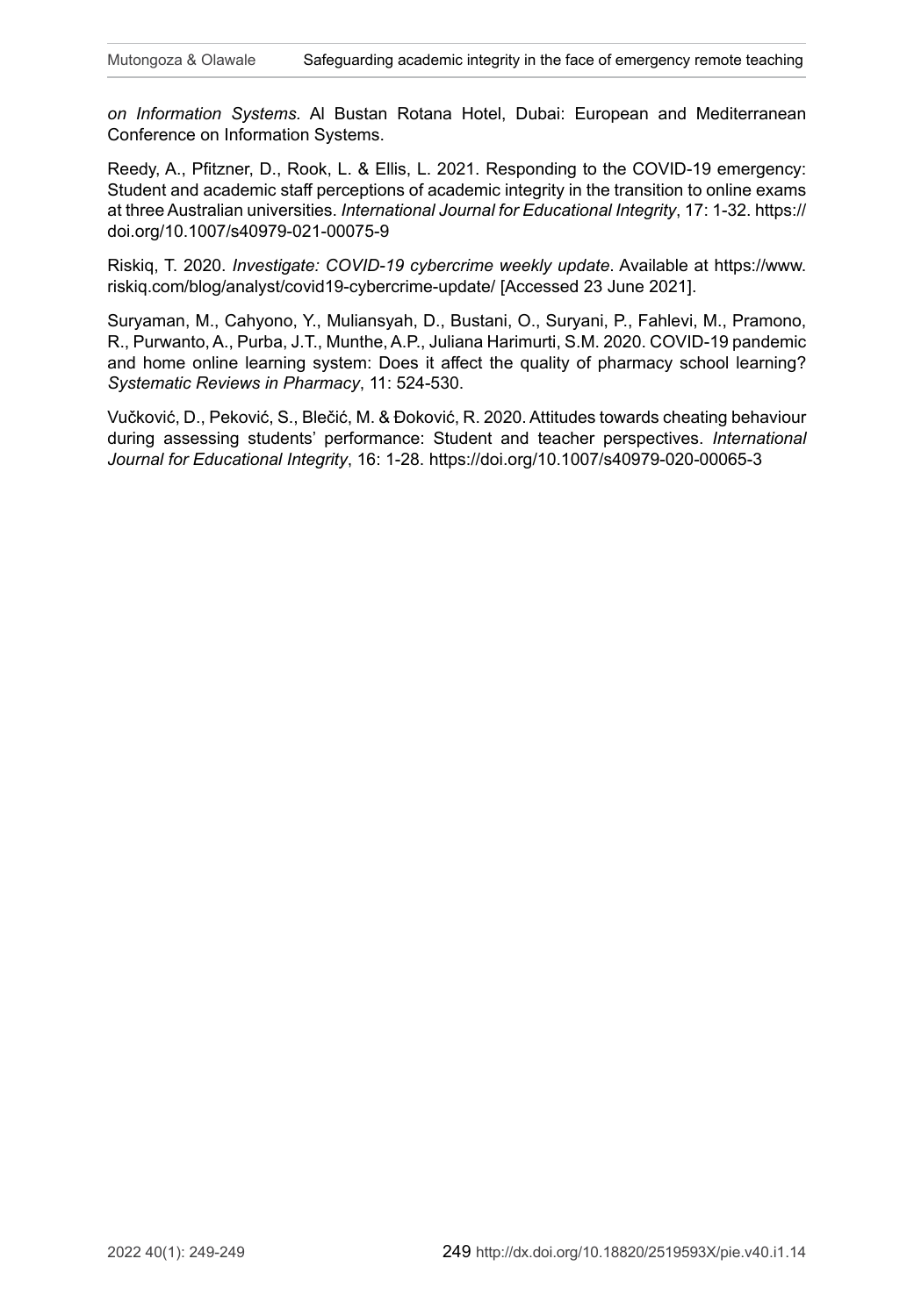*on Information Systems.* Al Bustan Rotana Hotel, Dubai: European and Mediterranean Conference on Information Systems.

Reedy, A., Pfitzner, D., Rook, L. & Ellis, L. 2021. Responding to the COVID-19 emergency: Student and academic staff perceptions of academic integrity in the transition to online exams at three Australian universities. *International Journal for Educational Integrity*, 17: 1-32. https://doi.org/10.1007/s40979-021-00075-9

Riskiq, T. 2020. *Investigate: COVID-19 cybercrime weekly update*. Available at https://www.riskiq.com/blog/analyst/covid19-cybercrime-update/ [Accessed 23 June 2021].

Suryaman, M., Cahyono, Y., Muliansyah, D., Bustani, O., Suryani, P., Fahlevi, M., Pramono, R., Purwanto, A., Purba, J.T., Munthe, A.P., Juliana Harimurti, S.M. 2020. COVID-19 pandemic and home online learning system: Does it affect the quality of pharmacy school learning? *Systematic Reviews in Pharmacy*, 11: 524-530.

Vučković, D., Peković, S., Blečić, M. & Đoković, R. 2020. Attitudes towards cheating behaviour during assessing students' performance: Student and teacher perspectives. *International Journal for Educational Integrity*, 16: 1-28. https://doi.org/10.1007/s40979-020-00065-3